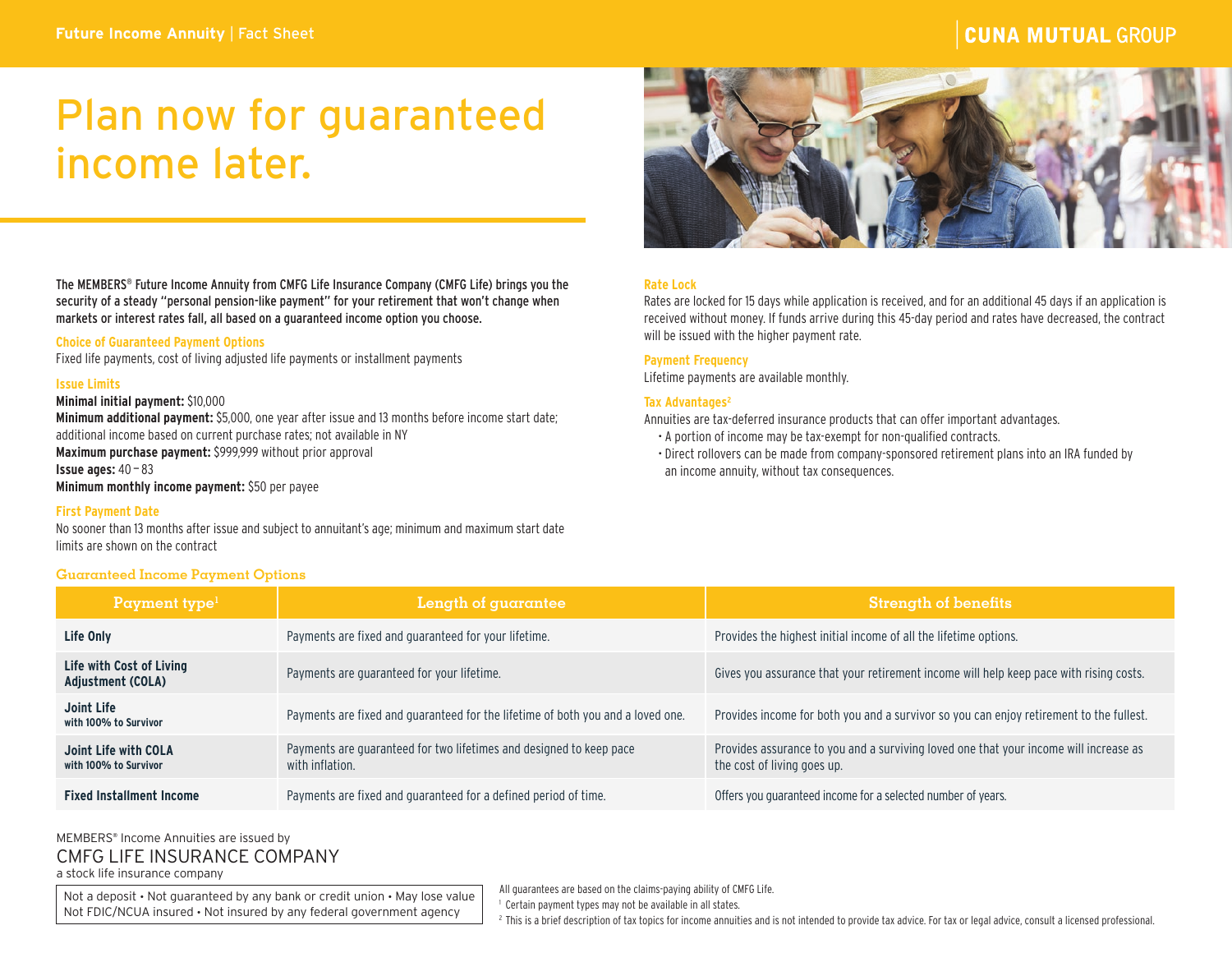Future Income Annuity | Fact Sheet

CUNA MUTUAL GROUP

# Plan now for guaranteed income later.

**The MEMBERS® Future Income Annuity from CMFG Life Insurance Company (CMFG Life) brings you the security of a steady "personal pension-like payment" for your retirement that won't change when markets or interest rates fall, all based on a guaranteed income option you choose.**

### Choice of Guaranteed Payment Options

Fixed life payments, cost of living adjusted life payments or installment payments

### Issue Limits

**Minimal initial payment:** $10,000
**Minimum additional payment:** $5,000, one year after issue and 13 months before income start date; additional income based on current purchase rates; not available in NY
**Maximum purchase payment:** $999,999 without prior approval
**Issue ages:** 40 – 83
**Minimum monthly income payment:** $50 per payee

### First Payment Date

No sooner than 13 months after issue and subject to annuitant's age; minimum and maximum start date limits are shown on the contract

### Rate Lock

Rates are locked for 15 days while application is received, and for an additional 45 days if an application is received without money. If funds arrive during this 45-day period and rates have decreased, the contract will be issued with the higher payment rate.

### Payment Frequency

Lifetime payments are available monthly.

### Tax Advantages[2]

Annuities are tax-deferred insurance products that can offer important advantages.

- A portion of income may be tax-exempt for non-qualified contracts.
- Direct rollovers can be made from company-sponsored retirement plans into an IRA funded by an income annuity, without tax consequences.

### Guaranteed Income Payment Options

| Payment type[1] | Length of guarantee | Strength of benefits |
|---|---|---|
| **Life Only** | Payments are fixed and guaranteed for your lifetime. | Provides the highest initial income of all the lifetime options. |
| **Life with Cost of Living Adjustment (COLA)** | Payments are guaranteed for your lifetime. | Gives you assurance that your retirement income will help keep pace with rising costs. |
| **Joint Life** with 100% to Survivor | Payments are fixed and guaranteed for the lifetime of both you and a loved one. | Provides income for both you and a survivor so you can enjoy retirement to the fullest. |
| **Joint Life with COLA** with 100% to Survivor | Payments are guaranteed for two lifetimes and designed to keep pace with inflation. | Provides assurance to you and a surviving loved one that your income will increase as the cost of living goes up. |
| **Fixed Installment Income** | Payments are fixed and guaranteed for a defined period of time. | Offers you guaranteed income for a selected number of years. |

MEMBERS® Income Annuities are issued by
CMFG LIFE INSURANCE COMPANY
a stock life insurance company

Not a deposit • Not guaranteed by any bank or credit union • May lose value
Not FDIC/NCUA insured • Not insured by any federal government agency

All guarantees are based on the claims-paying ability of CMFG Life.

[1] Certain payment types may not be available in all states.

[2] This is a brief description of tax topics for income annuities and is not intended to provide tax advice. For tax or legal advice, consult a licensed professional.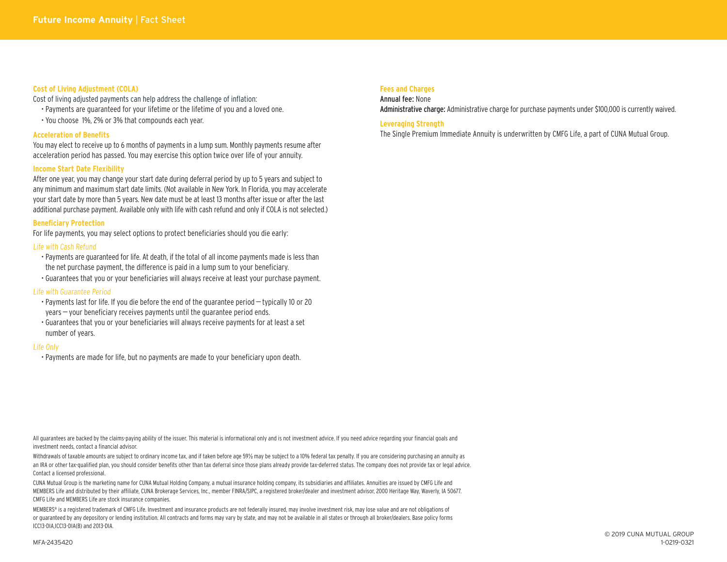### Cost of Living Adjustment (COLA)

Cost of living adjusted payments can help address the challenge of inflation:

- Payments are guaranteed for your lifetime or the lifetime of you and a loved one.
- You choose 1%, 2% or 3% that compounds each year.

### Acceleration of Benefits

You may elect to receive up to 6 months of payments in a lump sum. Monthly payments resume after acceleration period has passed. You may exercise this option twice over life of your annuity.

### Income Start Date Flexibility

After one year, you may change your start date during deferral period by up to 5 years and subject to any minimum and maximum start date limits. (Not available in New York. In Florida, you may accelerate your start date by more than 5 years. New date must be at least 13 months after issue or after the last additional purchase payment. Available only with life with cash refund and only if COLA is not selected.)

### Beneficiary Protection

For life payments, you may select options to protect beneficiaries should you die early:

*Life with Cash Refund*

- Payments are guaranteed for life. At death, if the total of all income payments made is less than the net purchase payment, the difference is paid in a lump sum to your beneficiary.
- Guarantees that you or your beneficiaries will always receive at least your purchase payment.

*Life with Guarantee Period*

- Payments last for life. If you die before the end of the guarantee period — typically 10 or 20 years — your beneficiary receives payments until the guarantee period ends.
- Guarantees that you or your beneficiaries will always receive payments for at least a set number of years.

*Life Only*

- Payments are made for life, but no payments are made to your beneficiary upon death.

### Fees and Charges

**Annual fee:** None

**Administrative charge:** Administrative charge for purchase payments under $100,000 is currently waived.

### Leveraging Strength

The Single Premium Immediate Annuity is underwritten by CMFG Life, a part of CUNA Mutual Group.

All guarantees are backed by the claims-paying ability of the issuer. This material is informational only and is not investment advice. If you need advice regarding your financial goals and investment needs, contact a financial advisor.

Withdrawals of taxable amounts are subject to ordinary income tax, and if taken before age 59½ may be subject to a 10% federal tax penalty. If you are considering purchasing an annuity as an IRA or other tax-qualified plan, you should consider benefits other than tax deferral since those plans already provide tax-deferred status. The company does not provide tax or legal advice. Contact a licensed professional.

CUNA Mutual Group is the marketing name for CUNA Mutual Holding Company, a mutual insurance holding company, its subsidiaries and affiliates. Annuities are issued by CMFG Life and MEMBERS Life and distributed by their affiliate, CUNA Brokerage Services, Inc., member FINRA/SIPC, a registered broker/dealer and investment advisor, 2000 Heritage Way, Waverly, IA 50677. CMFG Life and MEMBERS Life are stock insurance companies.

MEMBERS® is a registered trademark of CMFG Life. Investment and insurance products are not federally insured, may involve investment risk, may lose value and are not obligations of or guaranteed by any depository or lending institution. All contracts and forms may vary by state, and may not be available in all states or through all broker/dealers. Base policy forms ICC13-DIA,ICC13-DIA(B) and 2013-DIA.

MFA-2435420

© 2019 CUNA MUTUAL GROUP

1-0219-0321